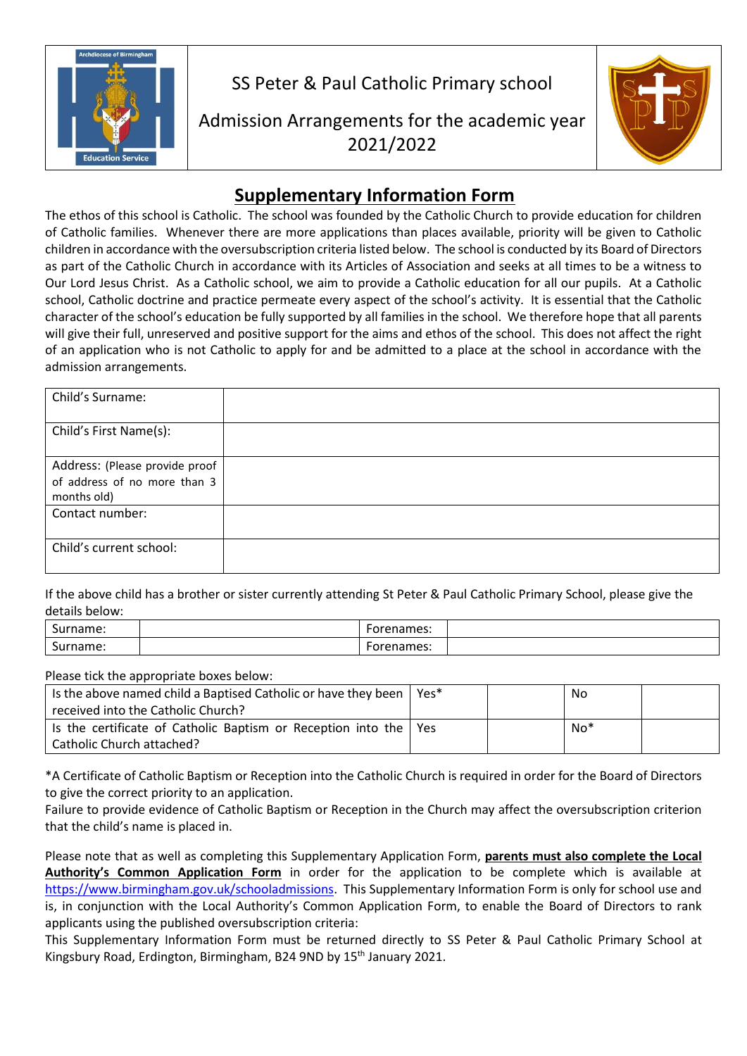SS Peter & Paul Catholic Primary school

Admission Arrangements for the academic year 2021/2022

## Supplementary Information Form

The ethos of this school is Catholic. The school was founded by the Catholic Church to provide education for children of Catholic families. Whenever there are more applications than places available, priority will be given to Catholic children in accordance with the oversubscription criteria listed below. The school is conducted by its Board of Directors as part of the Catholic Church in accordance with its Articles of Association and seeks at all times to be a witness to Our Lord Jesus Christ. As a Catholic school, we aim to provide a Catholic education for all our pupils. At a Catholic school, Catholic doctrine and practice permeate every aspect of the school's activity. It is essential that the Catholic character of the school's education be fully supported by all families in the school. We therefore hope that all parents will give their full, unreserved and positive support for the aims and ethos of the school. This does not affect the right of an application who is not Catholic to apply for and be admitted to a place at the school in accordance with the admission arrangements.

| | |
|---|---|
| Child's Surname: | |
| Child's First Name(s): | |
| Address: (Please provide proof of address of no more than 3 months old) | |
| Contact number: | |
| Child's current school: | |

If the above child has a brother or sister currently attending St Peter & Paul Catholic Primary School, please give the details below:

| | | | |
|---|---|---|---|
| Surname: | | Forenames: | |
| Surname: | | Forenames: | |

Please tick the appropriate boxes below:

| | | | | |
|---|---|---|---|---|
| Is the above named child a Baptised Catholic or have they been received into the Catholic Church? | Yes* | | No | |
| Is the certificate of Catholic Baptism or Reception into the Catholic Church attached? | Yes | | No* | |

*A Certificate of Catholic Baptism or Reception into the Catholic Church is required in order for the Board of Directors to give the correct priority to an application.
Failure to provide evidence of Catholic Baptism or Reception in the Church may affect the oversubscription criterion that the child's name is placed in.

Please note that as well as completing this Supplementary Application Form, **parents must also complete the Local Authority's Common Application Form** in order for the application to be complete which is available at https://www.birmingham.gov.uk/schooladmissions. This Supplementary Information Form is only for school use and is, in conjunction with the Local Authority's Common Application Form, to enable the Board of Directors to rank applicants using the published oversubscription criteria:
This Supplementary Information Form must be returned directly to SS Peter & Paul Catholic Primary School at Kingsbury Road, Erdington, Birmingham, B24 9ND by 15th January 2021.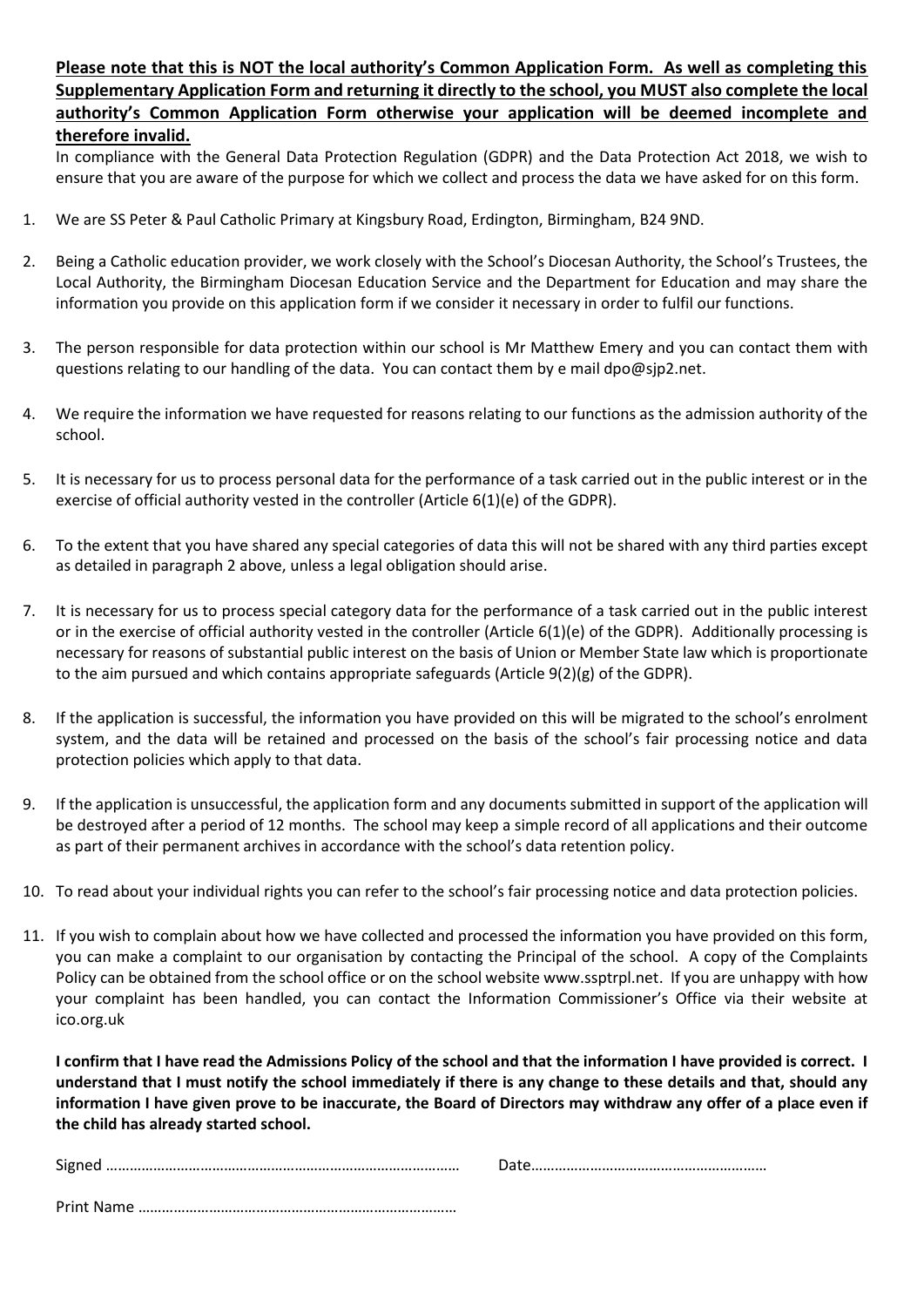**Please note that this is NOT the local authority's Common Application Form. As well as completing this Supplementary Application Form and returning it directly to the school, you MUST also complete the local authority's Common Application Form otherwise your application will be deemed incomplete and therefore invalid.**

In compliance with the General Data Protection Regulation (GDPR) and the Data Protection Act 2018, we wish to ensure that you are aware of the purpose for which we collect and process the data we have asked for on this form.

1. We are SS Peter & Paul Catholic Primary at Kingsbury Road, Erdington, Birmingham, B24 9ND.
2. Being a Catholic education provider, we work closely with the School's Diocesan Authority, the School's Trustees, the Local Authority, the Birmingham Diocesan Education Service and the Department for Education and may share the information you provide on this application form if we consider it necessary in order to fulfil our functions.
3. The person responsible for data protection within our school is Mr Matthew Emery and you can contact them with questions relating to our handling of the data. You can contact them by e mail dpo@sjp2.net.
4. We require the information we have requested for reasons relating to our functions as the admission authority of the school.
5. It is necessary for us to process personal data for the performance of a task carried out in the public interest or in the exercise of official authority vested in the controller (Article 6(1)(e) of the GDPR).
6. To the extent that you have shared any special categories of data this will not be shared with any third parties except as detailed in paragraph 2 above, unless a legal obligation should arise.
7. It is necessary for us to process special category data for the performance of a task carried out in the public interest or in the exercise of official authority vested in the controller (Article 6(1)(e) of the GDPR). Additionally processing is necessary for reasons of substantial public interest on the basis of Union or Member State law which is proportionate to the aim pursued and which contains appropriate safeguards (Article 9(2)(g) of the GDPR).
8. If the application is successful, the information you have provided on this will be migrated to the school's enrolment system, and the data will be retained and processed on the basis of the school's fair processing notice and data protection policies which apply to that data.
9. If the application is unsuccessful, the application form and any documents submitted in support of the application will be destroyed after a period of 12 months. The school may keep a simple record of all applications and their outcome as part of their permanent archives in accordance with the school's data retention policy.
10. To read about your individual rights you can refer to the school's fair processing notice and data protection policies.
11. If you wish to complain about how we have collected and processed the information you have provided on this form, you can make a complaint to our organisation by contacting the Principal of the school. A copy of the Complaints Policy can be obtained from the school office or on the school website www.ssptrpl.net. If you are unhappy with how your complaint has been handled, you can contact the Information Commissioner's Office via their website at ico.org.uk

**I confirm that I have read the Admissions Policy of the school and that the information I have provided is correct. I understand that I must notify the school immediately if there is any change to these details and that, should any information I have given prove to be inaccurate, the Board of Directors may withdraw any offer of a place even if the child has already started school.**

Signed ……………………………………………………………………………… Date……………………………………………………

Print Name ……………………………………………………………………